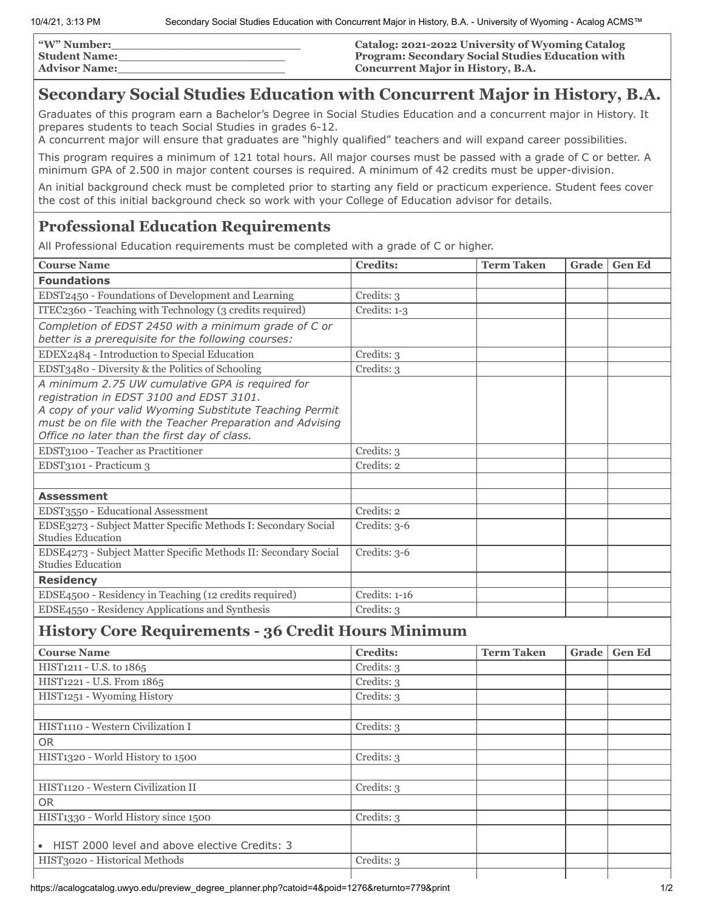**"W" Number:**\_\_\_\_\_\_\_\_\_\_\_\_\_\_\_\_\_\_\_\_\_\_\_\_\_
**Student Name:**\_\_\_\_\_\_\_\_\_\_\_\_\_\_\_\_\_\_\_\_\_\_\_
**Advisor Name:**\_\_\_\_\_\_\_\_\_\_\_\_\_\_\_\_\_\_\_\_\_\_\_

**Catalog: 2021-2022 University of Wyoming Catalog**
**Program: Secondary Social Studies Education with Concurrent Major in History, B.A.**

# Secondary Social Studies Education with Concurrent Major in History, B.A.

Graduates of this program earn a Bachelor's Degree in Social Studies Education and a concurrent major in History. It prepares students to teach Social Studies in grades 6-12.
A concurrent major will ensure that graduates are "highly qualified" teachers and will expand career possibilities.

This program requires a minimum of 121 total hours. All major courses must be passed with a grade of C or better. A minimum GPA of 2.500 in major content courses is required. A minimum of 42 credits must be upper-division.

An initial background check must be completed prior to starting any field or practicum experience. Student fees cover the cost of this initial background check so work with your College of Education advisor for details.

## Professional Education Requirements

All Professional Education requirements must be completed with a grade of C or higher.

| Course Name | Credits: | Term Taken | Grade | Gen Ed |
|---|---|---|---|---|
| **Foundations** | | | | |
| EDST2450 - Foundations of Development and Learning | Credits: 3 | | | |
| ITEC2360 - Teaching with Technology (3 credits required) | Credits: 1-3 | | | |
| *Completion of EDST 2450 with a minimum grade of C or better is a prerequisite for the following courses:* | | | | |
| EDEX2484 - Introduction to Special Education | Credits: 3 | | | |
| EDST3480 - Diversity & the Politics of Schooling | Credits: 3 | | | |
| *A minimum 2.75 UW cumulative GPA is required for registration in EDST 3100 and EDST 3101. A copy of your valid Wyoming Substitute Teaching Permit must be on file with the Teacher Preparation and Advising Office no later than the first day of class.* | | | | |
| EDST3100 - Teacher as Practitioner | Credits: 3 | | | |
| EDST3101 - Practicum 3 | Credits: 2 | | | |
| | | | | |
| **Assessment** | | | | |
| EDST3550 - Educational Assessment | Credits: 2 | | | |
| EDSE3273 - Subject Matter Specific Methods I: Secondary Social Studies Education | Credits: 3-6 | | | |
| EDSE4273 - Subject Matter Specific Methods II: Secondary Social Studies Education | Credits: 3-6 | | | |
| **Residency** | | | | |
| EDSE4500 - Residency in Teaching (12 credits required) | Credits: 1-16 | | | |
| EDSE4550 - Residency Applications and Synthesis | Credits: 3 | | | |

## History Core Requirements - 36 Credit Hours Minimum

| Course Name | Credits: | Term Taken | Grade | Gen Ed |
|---|---|---|---|---|
| HIST1211 - U.S. to 1865 | Credits: 3 | | | |
| HIST1221 - U.S. From 1865 | Credits: 3 | | | |
| HIST1251 - Wyoming History | Credits: 3 | | | |
| | | | | |
| HIST1110 - Western Civilization I | Credits: 3 | | | |
| OR | | | | |
| HIST1320 - World History to 1500 | Credits: 3 | | | |
| | | | | |
| HIST1120 - Western Civilization II | Credits: 3 | | | |
| OR | | | | |
| HIST1330 - World History since 1500 | Credits: 3 | | | |
| • HIST 2000 level and above elective Credits: 3 | | | | |
| HIST3020 - Historical Methods | Credits: 3 | | | |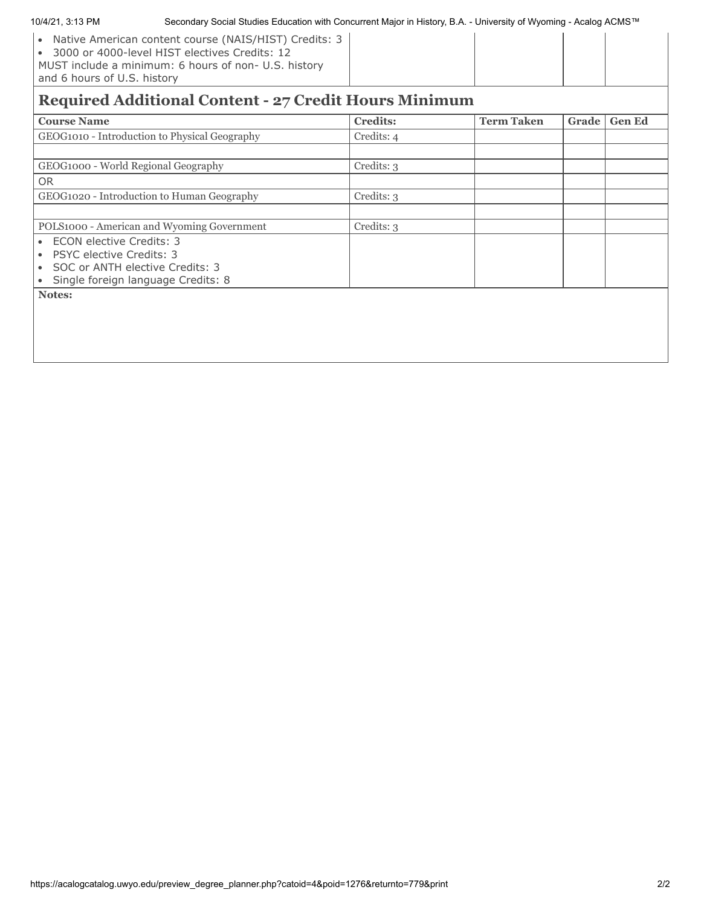| | | | | |
|---|---|---|---|---|
| • Native American content course (NAIS/HIST) Credits: 3<br>• 3000 or 4000-level HIST electives Credits: 12<br>MUST include a minimum: 6 hours of non- U.S. history and 6 hours of U.S. history | | | | |

## Required Additional Content - 27 Credit Hours Minimum

| Course Name | Credits: | Term Taken | Grade | Gen Ed |
|---|---|---|---|---|
| GEOG1010 - Introduction to Physical Geography | Credits: 4 | | | |
| | | | | |
| GEOG1000 - World Regional Geography | Credits: 3 | | | |
| OR | | | | |
| GEOG1020 - Introduction to Human Geography | Credits: 3 | | | |
| | | | | |
| POLS1000 - American and Wyoming Government | Credits: 3 | | | |
| • ECON elective Credits: 3<br>• PSYC elective Credits: 3<br>• SOC or ANTH elective Credits: 3<br>• Single foreign language Credits: 8 | | | | |

**Notes:**